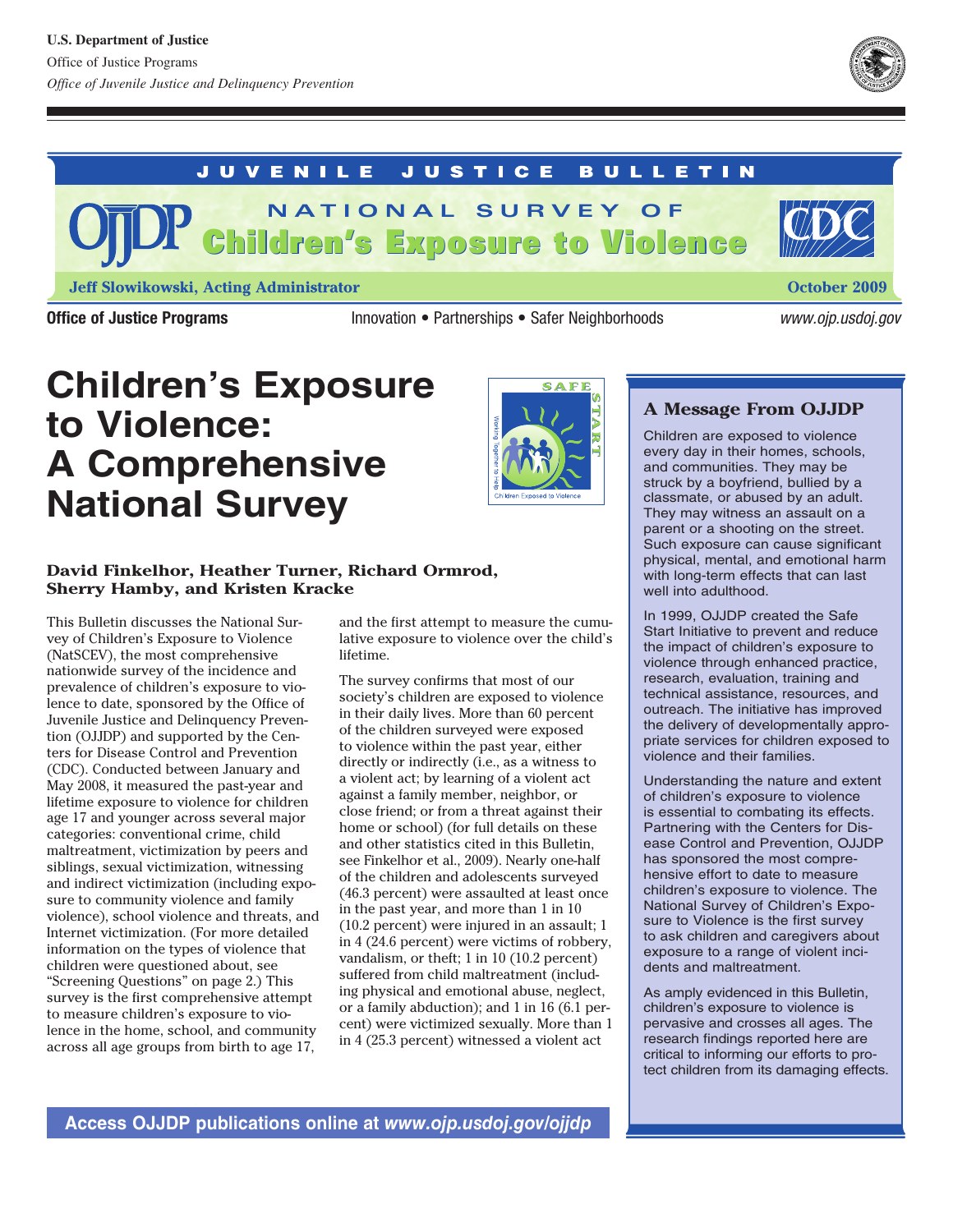U.S. Department of Justice
Office of Justice Programs
*Office of Juvenile Justice and Delinquency Prevention*

JUVENILE JUSTICE BULLETIN

NATIONAL SURVEY OF **Children's Exposure to Violence**

**Jeff Slowikowski, Acting Administrator** — **October 2009**

**Office of Justice Programs** — Innovation • Partnerships • Safer Neighborhoods — *www.ojp.usdoj.gov*

# Children's Exposure to Violence: A Comprehensive National Survey

**David Finkelhor, Heather Turner, Richard Ormrod, Sherry Hamby, and Kristen Kracke**

This Bulletin discusses the National Survey of Children's Exposure to Violence (NatSCEV), the most comprehensive nationwide survey of the incidence and prevalence of children's exposure to violence to date, sponsored by the Office of Juvenile Justice and Delinquency Prevention (OJJDP) and supported by the Centers for Disease Control and Prevention (CDC). Conducted between January and May 2008, it measured the past-year and lifetime exposure to violence for children age 17 and younger across several major categories: conventional crime, child maltreatment, victimization by peers and siblings, sexual victimization, witnessing and indirect victimization (including exposure to community violence and family violence), school violence and threats, and Internet victimization. (For more detailed information on the types of violence that children were questioned about, see "Screening Questions" on page 2.) This survey is the first comprehensive attempt to measure children's exposure to violence in the home, school, and community across all age groups from birth to age 17, and the first attempt to measure the cumulative exposure to violence over the child's lifetime.

The survey confirms that most of our society's children are exposed to violence in their daily lives. More than 60 percent of the children surveyed were exposed to violence within the past year, either directly or indirectly (i.e., as a witness to a violent act; by learning of a violent act against a family member, neighbor, or close friend; or from a threat against their home or school) (for full details on these and other statistics cited in this Bulletin, see Finkelhor et al., 2009). Nearly one-half of the children and adolescents surveyed (46.3 percent) were assaulted at least once in the past year, and more than 1 in 10 (10.2 percent) were injured in an assault; 1 in 4 (24.6 percent) were victims of robbery, vandalism, or theft; 1 in 10 (10.2 percent) suffered from child maltreatment (including physical and emotional abuse, neglect, or a family abduction); and 1 in 16 (6.1 percent) were victimized sexually. More than 1 in 4 (25.3 percent) witnessed a violent act

## A Message From OJJDP

Children are exposed to violence every day in their homes, schools, and communities. They may be struck by a boyfriend, bullied by a classmate, or abused by an adult. They may witness an assault on a parent or a shooting on the street. Such exposure can cause significant physical, mental, and emotional harm with long-term effects that can last well into adulthood.

In 1999, OJJDP created the Safe Start Initiative to prevent and reduce the impact of children's exposure to violence through enhanced practice, research, evaluation, training and technical assistance, resources, and outreach. The initiative has improved the delivery of developmentally appropriate services for children exposed to violence and their families.

Understanding the nature and extent of children's exposure to violence is essential to combating its effects. Partnering with the Centers for Disease Control and Prevention, OJJDP has sponsored the most comprehensive effort to date to measure children's exposure to violence. The National Survey of Children's Exposure to Violence is the first survey to ask children and caregivers about exposure to a range of violent incidents and maltreatment.

As amply evidenced in this Bulletin, children's exposure to violence is pervasive and crosses all ages. The research findings reported here are critical to informing our efforts to protect children from its damaging effects.

**Access OJJDP publications online at *www.ojp.usdoj.gov/ojjdp***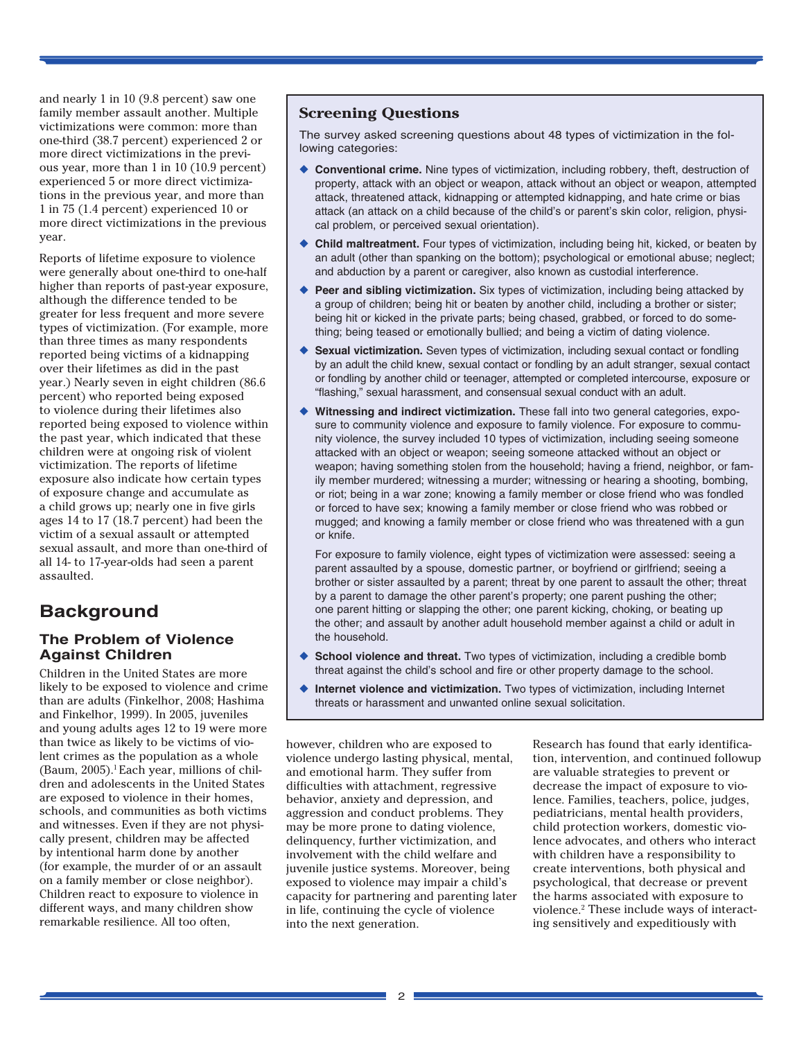and nearly 1 in 10 (9.8 percent) saw one family member assault another. Multiple victimizations were common: more than one-third (38.7 percent) experienced 2 or more direct victimizations in the previous year, more than 1 in 10 (10.9 percent) experienced 5 or more direct victimizations in the previous year, and more than 1 in 75 (1.4 percent) experienced 10 or more direct victimizations in the previous year.

Reports of lifetime exposure to violence were generally about one-third to one-half higher than reports of past-year exposure, although the difference tended to be greater for less frequent and more severe types of victimization. (For example, more than three times as many respondents reported being victims of a kidnapping over their lifetimes as did in the past year.) Nearly seven in eight children (86.6 percent) who reported being exposed to violence during their lifetimes also reported being exposed to violence within the past year, which indicated that these children were at ongoing risk of violent victimization. The reports of lifetime exposure also indicate how certain types of exposure change and accumulate as a child grows up; nearly one in five girls ages 14 to 17 (18.7 percent) had been the victim of a sexual assault or attempted sexual assault, and more than one-third of all 14- to 17-year-olds had seen a parent assaulted.

### Screening Questions

The survey asked screening questions about 48 types of victimization in the following categories:

- **Conventional crime.** Nine types of victimization, including robbery, theft, destruction of property, attack with an object or weapon, attack without an object or weapon, attempted attack, threatened attack, kidnapping or attempted kidnapping, and hate crime or bias attack (an attack on a child because of the child's or parent's skin color, religion, physical problem, or perceived sexual orientation).
- **Child maltreatment.** Four types of victimization, including being hit, kicked, or beaten by an adult (other than spanking on the bottom); psychological or emotional abuse; neglect; and abduction by a parent or caregiver, also known as custodial interference.
- **Peer and sibling victimization.** Six types of victimization, including being attacked by a group of children; being hit or beaten by another child, including a brother or sister; being hit or kicked in the private parts; being chased, grabbed, or forced to do something; being teased or emotionally bullied; and being a victim of dating violence.
- **Sexual victimization.** Seven types of victimization, including sexual contact or fondling by an adult the child knew, sexual contact or fondling by an adult stranger, sexual contact or fondling by another child or teenager, attempted or completed intercourse, exposure or "flashing," sexual harassment, and consensual sexual conduct with an adult.
- **Witnessing and indirect victimization.** These fall into two general categories, exposure to community violence and exposure to family violence. For exposure to community violence, the survey included 10 types of victimization, including seeing someone attacked with an object or weapon; seeing someone attacked without an object or weapon; having something stolen from the household; having a friend, neighbor, or family member murdered; witnessing a murder; witnessing or hearing a shooting, bombing, or riot; being in a war zone; knowing a family member or close friend who was fondled or forced to have sex; knowing a family member or close friend who was robbed or mugged; and knowing a family member or close friend who was threatened with a gun or knife.

  For exposure to family violence, eight types of victimization were assessed: seeing a parent assaulted by a spouse, domestic partner, or boyfriend or girlfriend; seeing a brother or sister assaulted by a parent; threat by one parent to assault the other; threat by a parent to damage the other parent's property; one parent pushing the other; one parent hitting or slapping the other; one parent kicking, choking, or beating up the other; and assault by another adult household member against a child or adult in the household.
- **School violence and threat.** Two types of victimization, including a credible bomb threat against the child's school and fire or other property damage to the school.
- **Internet violence and victimization.** Two types of victimization, including Internet threats or harassment and unwanted online sexual solicitation.

## Background

### The Problem of Violence Against Children

Children in the United States are more likely to be exposed to violence and crime than are adults (Finkelhor, 2008; Hashima and Finkelhor, 1999). In 2005, juveniles and young adults ages 12 to 19 were more than twice as likely to be victims of violent crimes as the population as a whole (Baum, 2005).[1] Each year, millions of children and adolescents in the United States are exposed to violence in their homes, schools, and communities as both victims and witnesses. Even if they are not physically present, children may be affected by intentional harm done by another (for example, the murder of or an assault on a family member or close neighbor). Children react to exposure to violence in different ways, and many children show remarkable resilience. All too often, however, children who are exposed to violence undergo lasting physical, mental, and emotional harm. They suffer from difficulties with attachment, regressive behavior, anxiety and depression, and aggression and conduct problems. They may be more prone to dating violence, delinquency, further victimization, and involvement with the child welfare and juvenile justice systems. Moreover, being exposed to violence may impair a child's capacity for partnering and parenting later in life, continuing the cycle of violence into the next generation.

Research has found that early identification, intervention, and continued followup are valuable strategies to prevent or decrease the impact of exposure to violence. Families, teachers, police, judges, pediatricians, mental health providers, child protection workers, domestic violence advocates, and others who interact with children have a responsibility to create interventions, both physical and psychological, that decrease or prevent the harms associated with exposure to violence.[2] These include ways of interacting sensitively and expeditiously with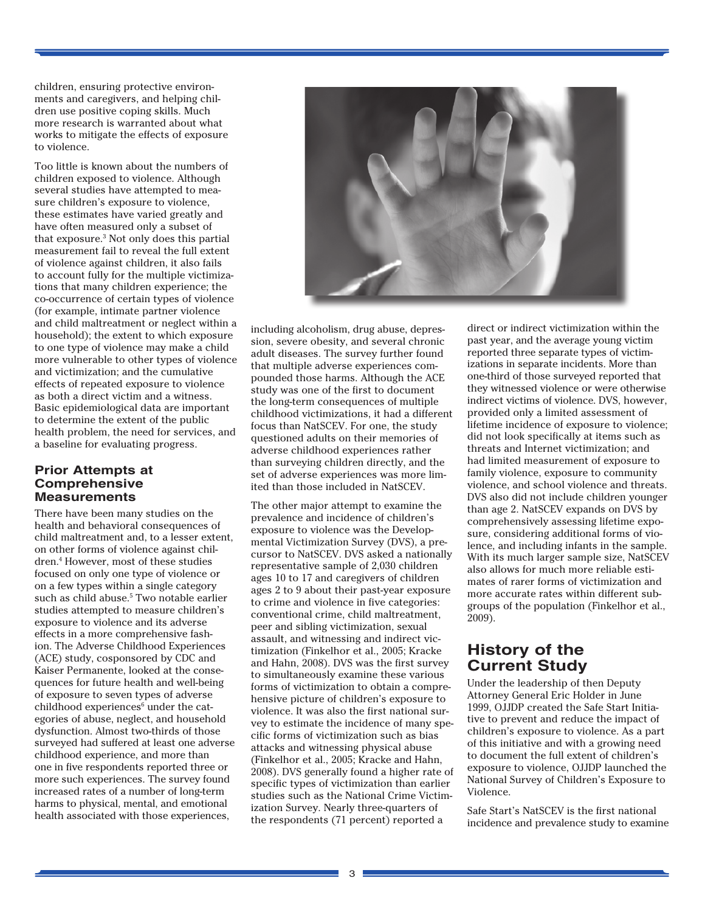children, ensuring protective environments and caregivers, and helping children use positive coping skills. Much more research is warranted about what works to mitigate the effects of exposure to violence.

Too little is known about the numbers of children exposed to violence. Although several studies have attempted to measure children's exposure to violence, these estimates have varied greatly and have often measured only a subset of that exposure.[3] Not only does this partial measurement fail to reveal the full extent of violence against children, it also fails to account fully for the multiple victimizations that many children experience; the co-occurrence of certain types of violence (for example, intimate partner violence and child maltreatment or neglect within a household); the extent to which exposure to one type of violence may make a child more vulnerable to other types of violence and victimization; and the cumulative effects of repeated exposure to violence as both a direct victim and a witness. Basic epidemiological data are important to determine the extent of the public health problem, the need for services, and a baseline for evaluating progress.

### Prior Attempts at Comprehensive Measurements

There have been many studies on the health and behavioral consequences of child maltreatment and, to a lesser extent, on other forms of violence against children.[4] However, most of these studies focused on only one type of violence or on a few types within a single category such as child abuse.[5] Two notable earlier studies attempted to measure children's exposure to violence and its adverse effects in a more comprehensive fashion. The Adverse Childhood Experiences (ACE) study, cosponsored by CDC and Kaiser Permanente, looked at the consequences for future health and well-being of exposure to seven types of adverse childhood experiences[6] under the categories of abuse, neglect, and household dysfunction. Almost two-thirds of those surveyed had suffered at least one adverse childhood experience, and more than one in five respondents reported three or more such experiences. The survey found increased rates of a number of long-term harms to physical, mental, and emotional health associated with those experiences, including alcoholism, drug abuse, depression, severe obesity, and several chronic adult diseases. The survey further found that multiple adverse experiences compounded those harms. Although the ACE study was one of the first to document the long-term consequences of multiple childhood victimizations, it had a different focus than NatSCEV. For one, the study questioned adults on their memories of adverse childhood experiences rather than surveying children directly, and the set of adverse experiences was more limited than those included in NatSCEV.

The other major attempt to examine the prevalence and incidence of children's exposure to violence was the Developmental Victimization Survey (DVS), a precursor to NatSCEV. DVS asked a nationally representative sample of 2,030 children ages 10 to 17 and caregivers of children ages 2 to 9 about their past-year exposure to crime and violence in five categories: conventional crime, child maltreatment, peer and sibling victimization, sexual assault, and witnessing and indirect victimization (Finkelhor et al., 2005; Kracke and Hahn, 2008). DVS was the first survey to simultaneously examine these various forms of victimization to obtain a comprehensive picture of children's exposure to violence. It was also the first national survey to estimate the incidence of many specific forms of victimization such as bias attacks and witnessing physical abuse (Finkelhor et al., 2005; Kracke and Hahn, 2008). DVS generally found a higher rate of specific types of victimization than earlier studies such as the National Crime Victimization Survey. Nearly three-quarters of the respondents (71 percent) reported a direct or indirect victimization within the past year, and the average young victim reported three separate types of victimizations in separate incidents. More than one-third of those surveyed reported that they witnessed violence or were otherwise indirect victims of violence. DVS, however, provided only a limited assessment of lifetime incidence of exposure to violence; did not look specifically at items such as threats and Internet victimization; and had limited measurement of exposure to family violence, exposure to community violence, and school violence and threats. DVS also did not include children younger than age 2. NatSCEV expands on DVS by comprehensively assessing lifetime exposure, considering additional forms of violence, and including infants in the sample. With its much larger sample size, NatSCEV also allows for much more reliable estimates of rarer forms of victimization and more accurate rates within different subgroups of the population (Finkelhor et al., 2009).

## History of the Current Study

Under the leadership of then Deputy Attorney General Eric Holder in June 1999, OJJDP created the Safe Start Initiative to prevent and reduce the impact of children's exposure to violence. As a part of this initiative and with a growing need to document the full extent of children's exposure to violence, OJJDP launched the National Survey of Children's Exposure to Violence.

Safe Start's NatSCEV is the first national incidence and prevalence study to examine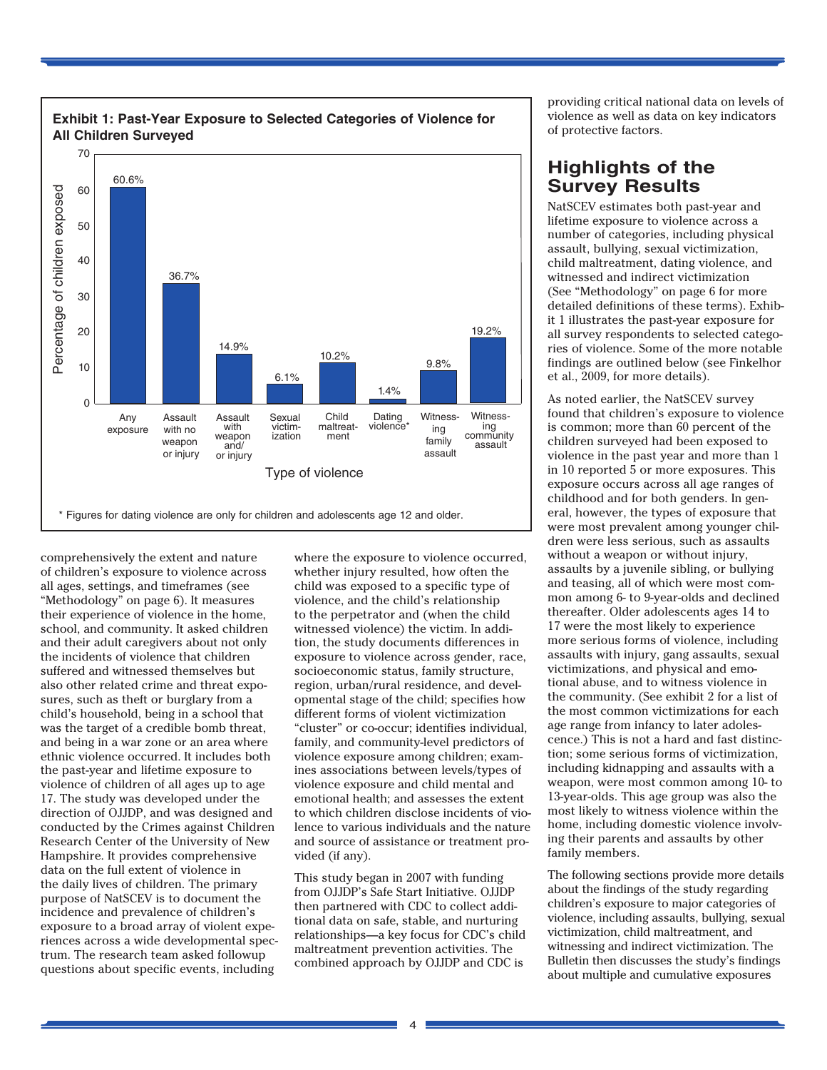**Exhibit 1: Past-Year Exposure to Selected Categories of Violence for All Children Surveyed**

Percentage of children exposed

70
60
50
40
30
20
10
0

60.6%
36.7%
14.9%
6.1%
10.2%
1.4%
9.8%
19.2%

Any exposure
Assault with no weapon or injury
Assault with weapon and/ or injury
Sexual victim- ization
Child maltreat- ment
Dating violence*
Witness- ing family assault
Witness- ing community assault

Type of violence

\* Figures for dating violence are only for children and adolescents age 12 and older.

comprehensively the extent and nature of children's exposure to violence across all ages, settings, and timeframes (see "Methodology" on page 6). It measures their experience of violence in the home, school, and community. It asked children and their adult caregivers about not only the incidents of violence that children suffered and witnessed themselves but also other related crime and threat exposures, such as theft or burglary from a child's household, being in a school that was the target of a credible bomb threat, and being in a war zone or an area where ethnic violence occurred. It includes both the past-year and lifetime exposure to violence of children of all ages up to age 17. The study was developed under the direction of OJJDP, and was designed and conducted by the Crimes against Children Research Center of the University of New Hampshire. It provides comprehensive data on the full extent of violence in the daily lives of children. The primary purpose of NatSCEV is to document the incidence and prevalence of children's exposure to a broad array of violent experiences across a wide developmental spectrum. The research team asked followup questions about specific events, including where the exposure to violence occurred, whether injury resulted, how often the child was exposed to a specific type of violence, and the child's relationship to the perpetrator and (when the child witnessed violence) the victim. In addition, the study documents differences in exposure to violence across gender, race, socioeconomic status, family structure, region, urban/rural residence, and developmental stage of the child; specifies how different forms of violent victimization "cluster" or co-occur; identifies individual, family, and community-level predictors of violence exposure among children; examines associations between levels/types of violence exposure and child mental and emotional health; and assesses the extent to which children disclose incidents of violence to various individuals and the nature and source of assistance or treatment provided (if any).

This study began in 2007 with funding from OJJDP's Safe Start Initiative. OJJDP then partnered with CDC to collect additional data on safe, stable, and nurturing relationships—a key focus for CDC's child maltreatment prevention activities. The combined approach by OJJDP and CDC is providing critical national data on levels of violence as well as data on key indicators of protective factors.

## Highlights of the Survey Results

NatSCEV estimates both past-year and lifetime exposure to violence across a number of categories, including physical assault, bullying, sexual victimization, child maltreatment, dating violence, and witnessed and indirect victimization (See "Methodology" on page 6 for more detailed definitions of these terms). Exhibit 1 illustrates the past-year exposure for all survey respondents to selected categories of violence. Some of the more notable findings are outlined below (see Finkelhor et al., 2009, for more details).

As noted earlier, the NatSCEV survey found that children's exposure to violence is common; more than 60 percent of the children surveyed had been exposed to violence in the past year and more than 1 in 10 reported 5 or more exposures. This exposure occurs across all age ranges of childhood and for both genders. In general, however, the types of exposure that were most prevalent among younger children were less serious, such as assaults without a weapon or without injury, assaults by a juvenile sibling, or bullying and teasing, all of which were most common among 6- to 9-year-olds and declined thereafter. Older adolescents ages 14 to 17 were the most likely to experience more serious forms of violence, including assaults with injury, gang assaults, sexual victimizations, and physical and emotional abuse, and to witness violence in the community. (See exhibit 2 for a list of the most common victimizations for each age range from infancy to later adolescence.) This is not a hard and fast distinction; some serious forms of victimization, including kidnapping and assaults with a weapon, were most common among 10- to 13-year-olds. This age group was also the most likely to witness violence within the home, including domestic violence involving their parents and assaults by other family members.

The following sections provide more details about the findings of the study regarding children's exposure to major categories of violence, including assaults, bullying, sexual victimization, child maltreatment, and witnessing and indirect victimization. The Bulletin then discusses the study's findings about multiple and cumulative exposures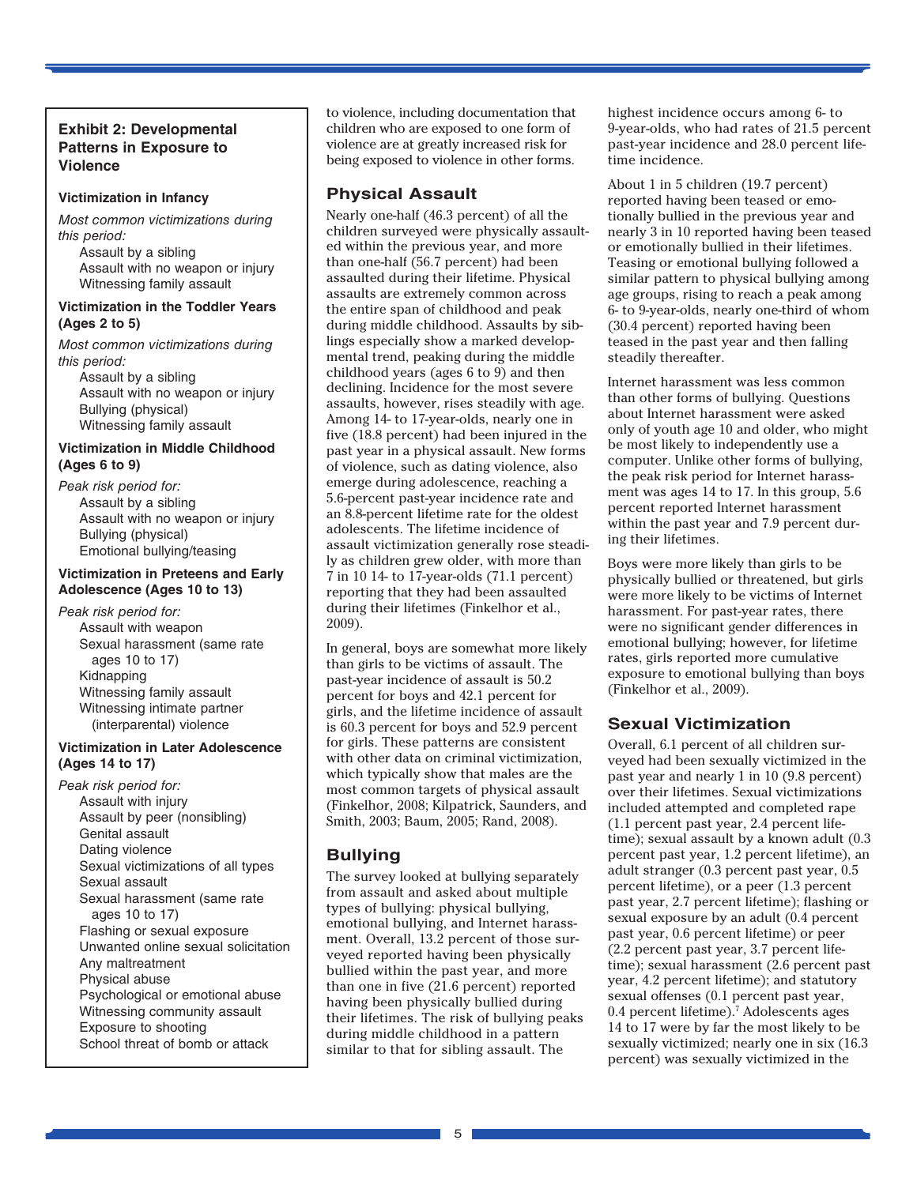### Exhibit 2: Developmental Patterns in Exposure to Violence

**Victimization in Infancy**

*Most common victimizations during this period:*

- Assault by a sibling
- Assault with no weapon or injury
- Witnessing family assault

**Victimization in the Toddler Years (Ages 2 to 5)**

*Most common victimizations during this period:*

- Assault by a sibling
- Assault with no weapon or injury
- Bullying (physical)
- Witnessing family assault

**Victimization in Middle Childhood (Ages 6 to 9)**

*Peak risk period for:*

- Assault by a sibling
- Assault with no weapon or injury
- Bullying (physical)
- Emotional bullying/teasing

**Victimization in Preteens and Early Adolescence (Ages 10 to 13)**

*Peak risk period for:*

- Assault with weapon
- Sexual harassment (same rate ages 10 to 17)
- Kidnapping
- Witnessing family assault
- Witnessing intimate partner (interparental) violence

**Victimization in Later Adolescence (Ages 14 to 17)**

*Peak risk period for:*

- Assault with injury
- Assault by peer (nonsibling)
- Genital assault
- Dating violence
- Sexual victimizations of all types
- Sexual assault
- Sexual harassment (same rate ages 10 to 17)
- Flashing or sexual exposure
- Unwanted online sexual solicitation
- Any maltreatment
- Physical abuse
- Psychological or emotional abuse
- Witnessing community assault
- Exposure to shooting
- School threat of bomb or attack

to violence, including documentation that children who are exposed to one form of violence are at greatly increased risk for being exposed to violence in other forms.

## Physical Assault

Nearly one-half (46.3 percent) of all the children surveyed were physically assaulted within the previous year, and more than one-half (56.7 percent) had been assaulted during their lifetime. Physical assaults are extremely common across the entire span of childhood and peak during middle childhood. Assaults by siblings especially show a marked developmental trend, peaking during the middle childhood years (ages 6 to 9) and then declining. Incidence for the most severe assaults, however, rises steadily with age. Among 14- to 17-year-olds, nearly one in five (18.8 percent) had been injured in the past year in a physical assault. New forms of violence, such as dating violence, also emerge during adolescence, reaching a 5.6-percent past-year incidence rate and an 8.8-percent lifetime rate for the oldest adolescents. The lifetime incidence of assault victimization generally rose steadily as children grew older, with more than 7 in 10 14- to 17-year-olds (71.1 percent) reporting that they had been assaulted during their lifetimes (Finkelhor et al., 2009).

In general, boys are somewhat more likely than girls to be victims of assault. The past-year incidence of assault is 50.2 percent for boys and 42.1 percent for girls, and the lifetime incidence of assault is 60.3 percent for boys and 52.9 percent for girls. These patterns are consistent with other data on criminal victimization, which typically show that males are the most common targets of physical assault (Finkelhor, 2008; Kilpatrick, Saunders, and Smith, 2003; Baum, 2005; Rand, 2008).

## Bullying

The survey looked at bullying separately from assault and asked about multiple types of bullying: physical bullying, emotional bullying, and Internet harassment. Overall, 13.2 percent of those surveyed reported having been physically bullied within the past year, and more than one in five (21.6 percent) reported having been physically bullied during their lifetimes. The risk of bullying peaks during middle childhood in a pattern similar to that for sibling assault. The highest incidence occurs among 6- to 9-year-olds, who had rates of 21.5 percent past-year incidence and 28.0 percent lifetime incidence.

About 1 in 5 children (19.7 percent) reported having been teased or emotionally bullied in the previous year and nearly 3 in 10 reported having been teased or emotionally bullied in their lifetimes. Teasing or emotional bullying followed a similar pattern to physical bullying among age groups, rising to reach a peak among 6- to 9-year-olds, nearly one-third of whom (30.4 percent) reported having been teased in the past year and then falling steadily thereafter.

Internet harassment was less common than other forms of bullying. Questions about Internet harassment were asked only of youth age 10 and older, who might be most likely to independently use a computer. Unlike other forms of bullying, the peak risk period for Internet harassment was ages 14 to 17. In this group, 5.6 percent reported Internet harassment within the past year and 7.9 percent during their lifetimes.

Boys were more likely than girls to be physically bullied or threatened, but girls were more likely to be victims of Internet harassment. For past-year rates, there were no significant gender differences in emotional bullying; however, for lifetime rates, girls reported more cumulative exposure to emotional bullying than boys (Finkelhor et al., 2009).

## Sexual Victimization

Overall, 6.1 percent of all children surveyed had been sexually victimized in the past year and nearly 1 in 10 (9.8 percent) over their lifetimes. Sexual victimizations included attempted and completed rape (1.1 percent past year, 2.4 percent lifetime); sexual assault by a known adult (0.3 percent past year, 1.2 percent lifetime), an adult stranger (0.3 percent past year, 0.5 percent lifetime), or a peer (1.3 percent past year, 2.7 percent lifetime); flashing or sexual exposure by an adult (0.4 percent past year, 0.6 percent lifetime) or peer (2.2 percent past year, 3.7 percent lifetime); sexual harassment (2.6 percent past year, 4.2 percent lifetime); and statutory sexual offenses (0.1 percent past year, 0.4 percent lifetime).[7] Adolescents ages 14 to 17 were by far the most likely to be sexually victimized; nearly one in six (16.3 percent) was sexually victimized in the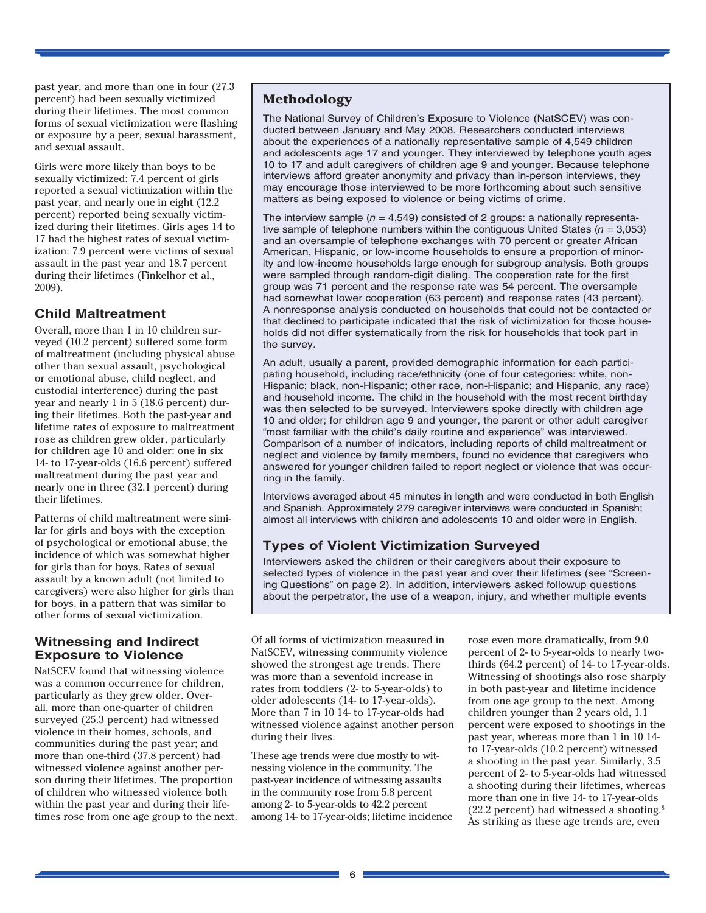past year, and more than one in four (27.3 percent) had been sexually victimized during their lifetimes. The most common forms of sexual victimization were flashing or exposure by a peer, sexual harassment, and sexual assault.

Girls were more likely than boys to be sexually victimized: 7.4 percent of girls reported a sexual victimization within the past year, and nearly one in eight (12.2 percent) reported being sexually victimized during their lifetimes. Girls ages 14 to 17 had the highest rates of sexual victimization: 7.9 percent were victims of sexual assault in the past year and 18.7 percent during their lifetimes (Finkelhor et al., 2009).

### Child Maltreatment

Overall, more than 1 in 10 children surveyed (10.2 percent) suffered some form of maltreatment (including physical abuse other than sexual assault, psychological or emotional abuse, child neglect, and custodial interference) during the past year and nearly 1 in 5 (18.6 percent) during their lifetimes. Both the past-year and lifetime rates of exposure to maltreatment rose as children grew older, particularly for children age 10 and older: one in six 14- to 17-year-olds (16.6 percent) suffered maltreatment during the past year and nearly one in three (32.1 percent) during their lifetimes.

Patterns of child maltreatment were similar for girls and boys with the exception of psychological or emotional abuse, the incidence of which was somewhat higher for girls than for boys. Rates of sexual assault by a known adult (not limited to caregivers) were also higher for girls than for boys, in a pattern that was similar to other forms of sexual victimization.

### Witnessing and Indirect Exposure to Violence

NatSCEV found that witnessing violence was a common occurrence for children, particularly as they grew older. Overall, more than one-quarter of children surveyed (25.3 percent) had witnessed violence in their homes, schools, and communities during the past year; and more than one-third (37.8 percent) had witnessed violence against another person during their lifetimes. The proportion of children who witnessed violence both within the past year and during their lifetimes rose from one age group to the next. Of all forms of victimization measured in NatSCEV, witnessing community violence showed the strongest age trends. There was more than a sevenfold increase in rates from toddlers (2- to 5-year-olds) to older adolescents (14- to 17-year-olds). More than 7 in 10 14- to 17-year-olds had witnessed violence against another person during their lives.

These age trends were due mostly to witnessing violence in the community. The past-year incidence of witnessing assaults in the community rose from 5.8 percent among 2- to 5-year-olds to 42.2 percent among 14- to 17-year-olds; lifetime incidence rose even more dramatically, from 9.0 percent of 2- to 5-year-olds to nearly two-thirds (64.2 percent) of 14- to 17-year-olds. Witnessing of shootings also rose sharply in both past-year and lifetime incidence from one age group to the next. Among children younger than 2 years old, 1.1 percent were exposed to shootings in the past year, whereas more than 1 in 10 14- to 17-year-olds (10.2 percent) witnessed a shooting in the past year. Similarly, 3.5 percent of 2- to 5-year-olds had witnessed a shooting during their lifetimes, whereas more than one in five 14- to 17-year-olds (22.2 percent) had witnessed a shooting.[8] As striking as these age trends are, even

### Methodology

The National Survey of Children's Exposure to Violence (NatSCEV) was conducted between January and May 2008. Researchers conducted interviews about the experiences of a nationally representative sample of 4,549 children and adolescents age 17 and younger. They interviewed by telephone youth ages 10 to 17 and adult caregivers of children age 9 and younger. Because telephone interviews afford greater anonymity and privacy than in-person interviews, they may encourage those interviewed to be more forthcoming about such sensitive matters as being exposed to violence or being victims of crime.

The interview sample ($n$ = 4,549) consisted of 2 groups: a nationally representative sample of telephone numbers within the contiguous United States ($n$ = 3,053) and an oversample of telephone exchanges with 70 percent or greater African American, Hispanic, or low-income households to ensure a proportion of minority and low-income households large enough for subgroup analysis. Both groups were sampled through random-digit dialing. The cooperation rate for the first group was 71 percent and the response rate was 54 percent. The oversample had somewhat lower cooperation (63 percent) and response rates (43 percent). A nonresponse analysis conducted on households that could not be contacted or that declined to participate indicated that the risk of victimization for those households did not differ systematically from the risk for households that took part in the survey.

An adult, usually a parent, provided demographic information for each participating household, including race/ethnicity (one of four categories: white, non-Hispanic; black, non-Hispanic; other race, non-Hispanic; and Hispanic, any race) and household income. The child in the household with the most recent birthday was then selected to be surveyed. Interviewers spoke directly with children age 10 and older; for children age 9 and younger, the parent or other adult caregiver "most familiar with the child's daily routine and experience" was interviewed. Comparison of a number of indicators, including reports of child maltreatment or neglect and violence by family members, found no evidence that caregivers who answered for younger children failed to report neglect or violence that was occurring in the family.

Interviews averaged about 45 minutes in length and were conducted in both English and Spanish. Approximately 279 caregiver interviews were conducted in Spanish; almost all interviews with children and adolescents 10 and older were in English.

### Types of Violent Victimization Surveyed

Interviewers asked the children or their caregivers about their exposure to selected types of violence in the past year and over their lifetimes (see "Screening Questions" on page 2). In addition, interviewers asked followup questions about the perpetrator, the use of a weapon, injury, and whether multiple events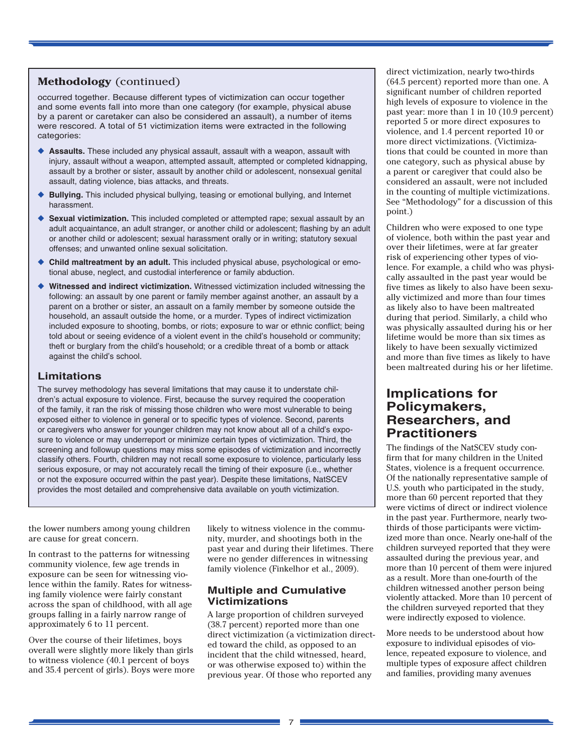## Methodology (continued)

occurred together. Because different types of victimization can occur together and some events fall into more than one category (for example, physical abuse by a parent or caretaker can also be considered an assault), a number of items were rescored. A total of 51 victimization items were extracted in the following categories:

- **Assaults.** These included any physical assault, assault with a weapon, assault with injury, assault without a weapon, attempted assault, attempted or completed kidnapping, assault by a brother or sister, assault by another child or adolescent, nonsexual genital assault, dating violence, bias attacks, and threats.
- **Bullying.** This included physical bullying, teasing or emotional bullying, and Internet harassment.
- **Sexual victimization.** This included completed or attempted rape; sexual assault by an adult acquaintance, an adult stranger, or another child or adolescent; flashing by an adult or another child or adolescent; sexual harassment orally or in writing; statutory sexual offenses; and unwanted online sexual solicitation.
- **Child maltreatment by an adult.** This included physical abuse, psychological or emotional abuse, neglect, and custodial interference or family abduction.
- **Witnessed and indirect victimization.** Witnessed victimization included witnessing the following: an assault by one parent or family member against another, an assault by a parent on a brother or sister, an assault on a family member by someone outside the household, an assault outside the home, or a murder. Types of indirect victimization included exposure to shooting, bombs, or riots; exposure to war or ethnic conflict; being told about or seeing evidence of a violent event in the child's household or community; theft or burglary from the child's household; or a credible threat of a bomb or attack against the child's school.

### Limitations

The survey methodology has several limitations that may cause it to understate children's actual exposure to violence. First, because the survey required the cooperation of the family, it ran the risk of missing those children who were most vulnerable to being exposed either to violence in general or to specific types of violence. Second, parents or caregivers who answer for younger children may not know about all of a child's exposure to violence or may underreport or minimize certain types of victimization. Third, the screening and followup questions may miss some episodes of victimization and incorrectly classify others. Fourth, children may not recall some exposure to violence, particularly less serious exposure, or may not accurately recall the timing of their exposure (i.e., whether or not the exposure occurred within the past year). Despite these limitations, NatSCEV provides the most detailed and comprehensive data available on youth victimization.

the lower numbers among young children are cause for great concern.

In contrast to the patterns for witnessing community violence, few age trends in exposure can be seen for witnessing violence within the family. Rates for witnessing family violence were fairly constant across the span of childhood, with all age groups falling in a fairly narrow range of approximately 6 to 11 percent.

Over the course of their lifetimes, boys overall were slightly more likely than girls to witness violence (40.1 percent of boys and 35.4 percent of girls). Boys were more likely to witness violence in the community, murder, and shootings both in the past year and during their lifetimes. There were no gender differences in witnessing family violence (Finkelhor et al., 2009).

### Multiple and Cumulative Victimizations

A large proportion of children surveyed (38.7 percent) reported more than one direct victimization (a victimization directed toward the child, as opposed to an incident that the child witnessed, heard, or was otherwise exposed to) within the previous year. Of those who reported any direct victimization, nearly two-thirds (64.5 percent) reported more than one. A significant number of children reported high levels of exposure to violence in the past year: more than 1 in 10 (10.9 percent) reported 5 or more direct exposures to violence, and 1.4 percent reported 10 or more direct victimizations. (Victimizations that could be counted in more than one category, such as physical abuse by a parent or caregiver that could also be considered an assault, were not included in the counting of multiple victimizations. See "Methodology" for a discussion of this point.)

Children who were exposed to one type of violence, both within the past year and over their lifetimes, were at far greater risk of experiencing other types of violence. For example, a child who was physically assaulted in the past year would be five times as likely to also have been sexually victimized and more than four times as likely also to have been maltreated during that period. Similarly, a child who was physically assaulted during his or her lifetime would be more than six times as likely to have been sexually victimized and more than five times as likely to have been maltreated during his or her lifetime.

## Implications for Policymakers, Researchers, and Practitioners

The findings of the NatSCEV study confirm that for many children in the United States, violence is a frequent occurrence. Of the nationally representative sample of U.S. youth who participated in the study, more than 60 percent reported that they were victims of direct or indirect violence in the past year. Furthermore, nearly two-thirds of those participants were victimized more than once. Nearly one-half of the children surveyed reported that they were assaulted during the previous year, and more than 10 percent of them were injured as a result. More than one-fourth of the children witnessed another person being violently attacked. More than 10 percent of the children surveyed reported that they were indirectly exposed to violence.

More needs to be understood about how exposure to individual episodes of violence, repeated exposure to violence, and multiple types of exposure affect children and families, providing many avenues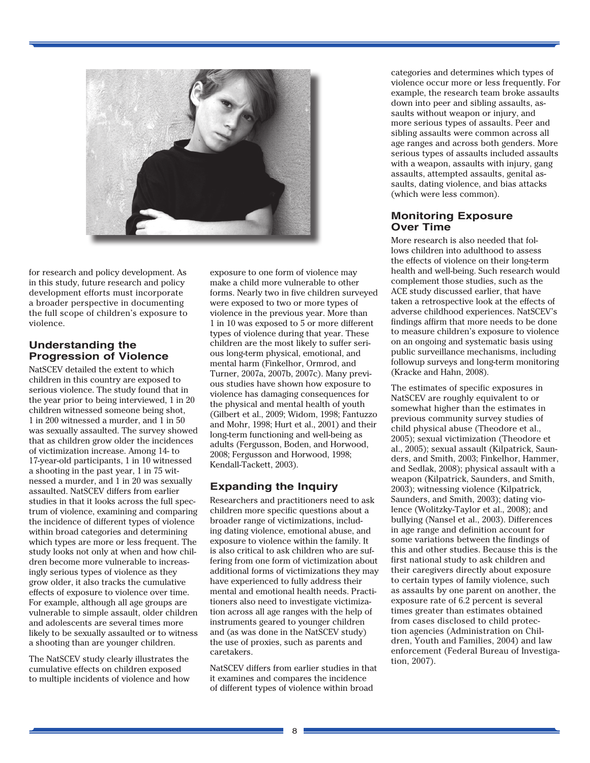for research and policy development. As in this study, future research and policy development efforts must incorporate a broader perspective in documenting the full scope of children's exposure to violence.

## Understanding the Progression of Violence

NatSCEV detailed the extent to which children in this country are exposed to serious violence. The study found that in the year prior to being interviewed, 1 in 20 children witnessed someone being shot, 1 in 200 witnessed a murder, and 1 in 50 was sexually assaulted. The survey showed that as children grow older the incidences of victimization increase. Among 14- to 17-year-old participants, 1 in 10 witnessed a shooting in the past year, 1 in 75 witnessed a murder, and 1 in 20 was sexually assaulted. NatSCEV differs from earlier studies in that it looks across the full spectrum of violence, examining and comparing the incidence of different types of violence within broad categories and determining which types are more or less frequent. The study looks not only at when and how children become more vulnerable to increasingly serious types of violence as they grow older, it also tracks the cumulative effects of exposure to violence over time. For example, although all age groups are vulnerable to simple assault, older children and adolescents are several times more likely to be sexually assaulted or to witness a shooting than are younger children.

The NatSCEV study clearly illustrates the cumulative effects on children exposed to multiple incidents of violence and how exposure to one form of violence may make a child more vulnerable to other forms. Nearly two in five children surveyed were exposed to two or more types of violence in the previous year. More than 1 in 10 was exposed to 5 or more different types of violence during that year. These children are the most likely to suffer serious long-term physical, emotional, and mental harm (Finkelhor, Ormrod, and Turner, 2007a, 2007b, 2007c). Many previous studies have shown how exposure to violence has damaging consequences for the physical and mental health of youth (Gilbert et al., 2009; Widom, 1998; Fantuzzo and Mohr, 1998; Hurt et al., 2001) and their long-term functioning and well-being as adults (Fergusson, Boden, and Horwood, 2008; Fergusson and Horwood, 1998; Kendall-Tackett, 2003).

## Expanding the Inquiry

Researchers and practitioners need to ask children more specific questions about a broader range of victimizations, including dating violence, emotional abuse, and exposure to violence within the family. It is also critical to ask children who are suffering from one form of victimization about additional forms of victimizations they may have experienced to fully address their mental and emotional health needs. Practitioners also need to investigate victimization across all age ranges with the help of instruments geared to younger children and (as was done in the NatSCEV study) the use of proxies, such as parents and caretakers.

NatSCEV differs from earlier studies in that it examines and compares the incidence of different types of violence within broad categories and determines which types of violence occur more or less frequently. For example, the research team broke assaults down into peer and sibling assaults, assaults without weapon or injury, and more serious types of assaults. Peer and sibling assaults were common across all age ranges and across both genders. More serious types of assaults included assaults with a weapon, assaults with injury, gang assaults, attempted assaults, genital assaults, dating violence, and bias attacks (which were less common).

## Monitoring Exposure Over Time

More research is also needed that follows children into adulthood to assess the effects of violence on their long-term health and well-being. Such research would complement those studies, such as the ACE study discussed earlier, that have taken a retrospective look at the effects of adverse childhood experiences. NatSCEV's findings affirm that more needs to be done to measure children's exposure to violence on an ongoing and systematic basis using public surveillance mechanisms, including followup surveys and long-term monitoring (Kracke and Hahn, 2008).

The estimates of specific exposures in NatSCEV are roughly equivalent to or somewhat higher than the estimates in previous community survey studies of child physical abuse (Theodore et al., 2005); sexual victimization (Theodore et al., 2005); sexual assault (Kilpatrick, Saunders, and Smith, 2003; Finkelhor, Hammer, and Sedlak, 2008); physical assault with a weapon (Kilpatrick, Saunders, and Smith, 2003); witnessing violence (Kilpatrick, Saunders, and Smith, 2003); dating violence (Wolitzky-Taylor et al., 2008); and bullying (Nansel et al., 2003). Differences in age range and definition account for some variations between the findings of this and other studies. Because this is the first national study to ask children and their caregivers directly about exposure to certain types of family violence, such as assaults by one parent on another, the exposure rate of 6.2 percent is several times greater than estimates obtained from cases disclosed to child protection agencies (Administration on Children, Youth and Families, 2004) and law enforcement (Federal Bureau of Investigation, 2007).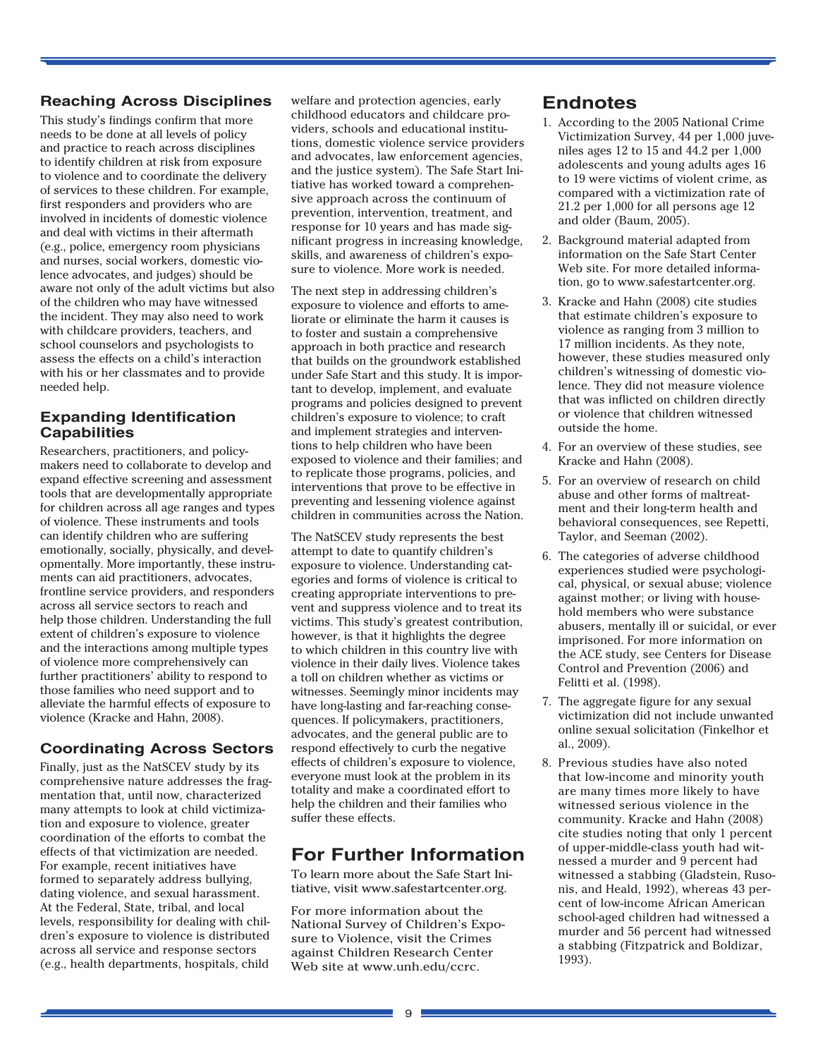## Reaching Across Disciplines

This study's findings confirm that more needs to be done at all levels of policy and practice to reach across disciplines to identify children at risk from exposure to violence and to coordinate the delivery of services to these children. For example, first responders and providers who are involved in incidents of domestic violence and deal with victims in their aftermath (e.g., police, emergency room physicians and nurses, social workers, domestic violence advocates, and judges) should be aware not only of the adult victims but also of the children who may have witnessed the incident. They may also need to work with childcare providers, teachers, and school counselors and psychologists to assess the effects on a child's interaction with his or her classmates and to provide needed help.

## Expanding Identification Capabilities

Researchers, practitioners, and policymakers need to collaborate to develop and expand effective screening and assessment tools that are developmentally appropriate for children across all age ranges and types of violence. These instruments and tools can identify children who are suffering emotionally, socially, physically, and developmentally. More importantly, these instruments can aid practitioners, advocates, frontline service providers, and responders across all service sectors to reach and help those children. Understanding the full extent of children's exposure to violence and the interactions among multiple types of violence more comprehensively can further practitioners' ability to respond to those families who need support and to alleviate the harmful effects of exposure to violence (Kracke and Hahn, 2008).

## Coordinating Across Sectors

Finally, just as the NatSCEV study by its comprehensive nature addresses the fragmentation that, until now, characterized many attempts to look at child victimization and exposure to violence, greater coordination of the efforts to combat the effects of that victimization are needed. For example, recent initiatives have formed to separately address bullying, dating violence, and sexual harassment. At the Federal, State, tribal, and local levels, responsibility for dealing with children's exposure to violence is distributed across all service and response sectors (e.g., health departments, hospitals, child welfare and protection agencies, early childhood educators and childcare providers, schools and educational institutions, domestic violence service providers and advocates, law enforcement agencies, and the justice system). The Safe Start Initiative has worked toward a comprehensive approach across the continuum of prevention, intervention, treatment, and response for 10 years and has made significant progress in increasing knowledge, skills, and awareness of children's exposure to violence. More work is needed.

The next step in addressing children's exposure to violence and efforts to ameliorate or eliminate the harm it causes is to foster and sustain a comprehensive approach in both practice and research that builds on the groundwork established under Safe Start and this study. It is important to develop, implement, and evaluate programs and policies designed to prevent children's exposure to violence; to craft and implement strategies and interventions to help children who have been exposed to violence and their families; and to replicate those programs, policies, and interventions that prove to be effective in preventing and lessening violence against children in communities across the Nation.

The NatSCEV study represents the best attempt to date to quantify children's exposure to violence. Understanding categories and forms of violence is critical to creating appropriate interventions to prevent and suppress violence and to treat its victims. This study's greatest contribution, however, is that it highlights the degree to which children in this country live with violence in their daily lives. Violence takes a toll on children whether as victims or witnesses. Seemingly minor incidents may have long-lasting and far-reaching consequences. If policymakers, practitioners, advocates, and the general public are to respond effectively to curb the negative effects of children's exposure to violence, everyone must look at the problem in its totality and make a coordinated effort to help the children and their families who suffer these effects.

# For Further Information

To learn more about the Safe Start Initiative, visit www.safestartcenter.org.

For more information about the National Survey of Children's Exposure to Violence, visit the Crimes against Children Research Center Web site at www.unh.edu/ccrc.

# Endnotes

1. According to the 2005 National Crime Victimization Survey, 44 per 1,000 juveniles ages 12 to 15 and 44.2 per 1,000 adolescents and young adults ages 16 to 19 were victims of violent crime, as compared with a victimization rate of 21.2 per 1,000 for all persons age 12 and older (Baum, 2005).

2. Background material adapted from information on the Safe Start Center Web site. For more detailed information, go to www.safestartcenter.org.

3. Kracke and Hahn (2008) cite studies that estimate children's exposure to violence as ranging from 3 million to 17 million incidents. As they note, however, these studies measured only children's witnessing of domestic violence. They did not measure violence that was inflicted on children directly or violence that children witnessed outside the home.

4. For an overview of these studies, see Kracke and Hahn (2008).

5. For an overview of research on child abuse and other forms of maltreatment and their long-term health and behavioral consequences, see Repetti, Taylor, and Seeman (2002).

6. The categories of adverse childhood experiences studied were psychological, physical, or sexual abuse; violence against mother; or living with household members who were substance abusers, mentally ill or suicidal, or ever imprisoned. For more information on the ACE study, see Centers for Disease Control and Prevention (2006) and Felitti et al. (1998).

7. The aggregate figure for any sexual victimization did not include unwanted online sexual solicitation (Finkelhor et al., 2009).

8. Previous studies have also noted that low-income and minority youth are many times more likely to have witnessed serious violence in the community. Kracke and Hahn (2008) cite studies noting that only 1 percent of upper-middle-class youth had witnessed a murder and 9 percent had witnessed a stabbing (Gladstein, Rusonis, and Heald, 1992), whereas 43 percent of low-income African American school-aged children had witnessed a murder and 56 percent had witnessed a stabbing (Fitzpatrick and Boldizar, 1993).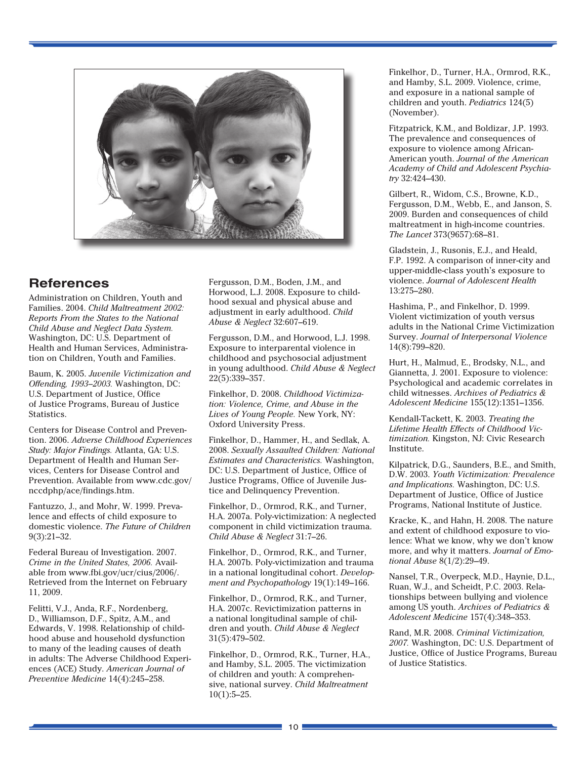## References

Administration on Children, Youth and Families. 2004. *Child Maltreatment 2002: Reports From the States to the National Child Abuse and Neglect Data System.* Washington, DC: U.S. Department of Health and Human Services, Administration on Children, Youth and Families.

Baum, K. 2005. *Juvenile Victimization and Offending, 1993–2003.* Washington, DC: U.S. Department of Justice, Office of Justice Programs, Bureau of Justice Statistics.

Centers for Disease Control and Prevention. 2006. *Adverse Childhood Experiences Study: Major Findings.* Atlanta, GA: U.S. Department of Health and Human Services, Centers for Disease Control and Prevention. Available from www.cdc.gov/nccdphp/ace/findings.htm.

Fantuzzo, J., and Mohr, W. 1999. Prevalence and effects of child exposure to domestic violence. *The Future of Children* 9(3):21–32.

Federal Bureau of Investigation. 2007. *Crime in the United States, 2006.* Available from www.fbi.gov/ucr/cius/2006/. Retrieved from the Internet on February 11, 2009.

Felitti, V.J., Anda, R.F., Nordenberg, D., Williamson, D.F., Spitz, A.M., and Edwards, V. 1998. Relationship of childhood abuse and household dysfunction to many of the leading causes of death in adults: The Adverse Childhood Experiences (ACE) Study. *American Journal of Preventive Medicine* 14(4):245–258.

Fergusson, D.M., Boden, J.M., and Horwood, L.J. 2008. Exposure to childhood sexual and physical abuse and adjustment in early adulthood. *Child Abuse & Neglect* 32:607–619.

Fergusson, D.M., and Horwood, L.J. 1998. Exposure to interparental violence in childhood and psychosocial adjustment in young adulthood. *Child Abuse & Neglect* 22(5):339–357.

Finkelhor, D. 2008. *Childhood Victimization: Violence, Crime, and Abuse in the Lives of Young People.* New York, NY: Oxford University Press.

Finkelhor, D., Hammer, H., and Sedlak, A. 2008. *Sexually Assaulted Children: National Estimates and Characteristics.* Washington, DC: U.S. Department of Justice, Office of Justice Programs, Office of Juvenile Justice and Delinquency Prevention.

Finkelhor, D., Ormrod, R.K., and Turner, H.A. 2007a. Poly-victimization: A neglected component in child victimization trauma. *Child Abuse & Neglect* 31:7–26.

Finkelhor, D., Ormrod, R.K., and Turner, H.A. 2007b. Poly-victimization and trauma in a national longitudinal cohort. *Development and Psychopathology* 19(1):149–166.

Finkelhor, D., Ormrod, R.K., and Turner, H.A. 2007c. Revictimization patterns in a national longitudinal sample of children and youth. *Child Abuse & Neglect* 31(5):479–502.

Finkelhor, D., Ormrod, R.K., Turner, H.A., and Hamby, S.L. 2005. The victimization of children and youth: A comprehensive, national survey. *Child Maltreatment* 10(1):5–25.

Finkelhor, D., Turner, H.A., Ormrod, R.K., and Hamby, S.L. 2009. Violence, crime, and exposure in a national sample of children and youth. *Pediatrics* 124(5) (November).

Fitzpatrick, K.M., and Boldizar, J.P. 1993. The prevalence and consequences of exposure to violence among African-American youth. *Journal of the American Academy of Child and Adolescent Psychiatry* 32:424–430.

Gilbert, R., Widom, C.S., Browne, K.D., Fergusson, D.M., Webb, E., and Janson, S. 2009. Burden and consequences of child maltreatment in high-income countries. *The Lancet* 373(9657):68–81.

Gladstein, J., Rusonis, E.J., and Heald, F.P. 1992. A comparison of inner-city and upper-middle-class youth's exposure to violence. *Journal of Adolescent Health* 13:275–280.

Hashima, P., and Finkelhor, D. 1999. Violent victimization of youth versus adults in the National Crime Victimization Survey. *Journal of Interpersonal Violence* 14(8):799–820.

Hurt, H., Malmud, E., Brodsky, N.L., and Giannetta, J. 2001. Exposure to violence: Psychological and academic correlates in child witnesses. *Archives of Pediatrics & Adolescent Medicine* 155(12):1351–1356.

Kendall-Tackett, K. 2003. *Treating the Lifetime Health Effects of Childhood Victimization.* Kingston, NJ: Civic Research Institute.

Kilpatrick, D.G., Saunders, B.E., and Smith, D.W. 2003. *Youth Victimization: Prevalence and Implications.* Washington, DC: U.S. Department of Justice, Office of Justice Programs, National Institute of Justice.

Kracke, K., and Hahn, H. 2008. The nature and extent of childhood exposure to violence: What we know, why we don't know more, and why it matters. *Journal of Emotional Abuse* 8(1/2):29–49.

Nansel, T.R., Overpeck, M.D., Haynie, D.L., Ruan, W.J., and Scheidt, P.C. 2003. Relationships between bullying and violence among US youth. *Archives of Pediatrics & Adolescent Medicine* 157(4):348–353.

Rand, M.R. 2008. *Criminal Victimization, 2007.* Washington, DC: U.S. Department of Justice, Office of Justice Programs, Bureau of Justice Statistics.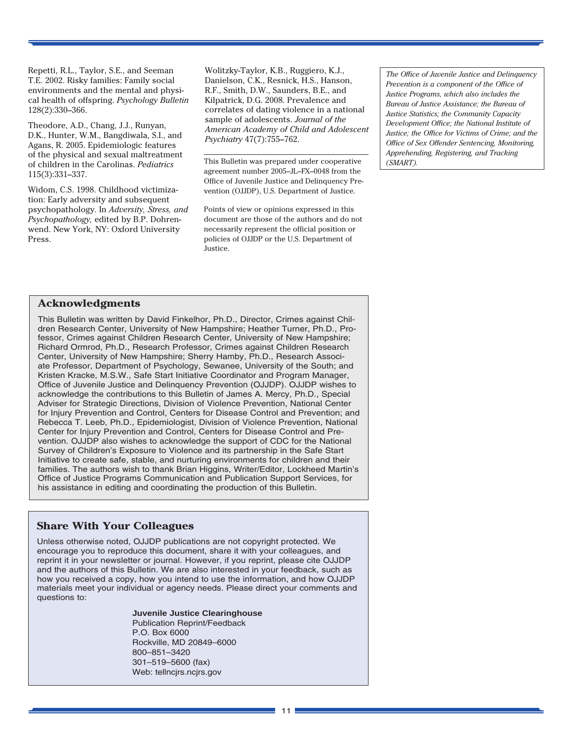Repetti, R.L., Taylor, S.E., and Seeman T.E. 2002. Risky families: Family social environments and the mental and physical health of offspring. *Psychology Bulletin* 128(2):330–366.

Theodore, A.D., Chang, J.J., Runyan, D.K., Hunter, W.M., Bangdiwala, S.I., and Agans, R. 2005. Epidemiologic features of the physical and sexual maltreatment of children in the Carolinas. *Pediatrics* 115(3):331–337.

Widom, C.S. 1998. Childhood victimization: Early adversity and subsequent psychopathology. In *Adversity, Stress, and Psychopathology,* edited by B.P. Dohrenwend. New York, NY: Oxford University Press.

Wolitzky-Taylor, K.B., Ruggiero, K.J., Danielson, C.K., Resnick, H.S., Hanson, R.F., Smith, D.W., Saunders, B.E., and Kilpatrick, D.G. 2008. Prevalence and correlates of dating violence in a national sample of adolescents. *Journal of the American Academy of Child and Adolescent Psychiatry* 47(7):755–762.

---

This Bulletin was prepared under cooperative agreement number 2005–JL–FX–0048 from the Office of Juvenile Justice and Delinquency Prevention (OJJDP), U.S. Department of Justice.

Points of view or opinions expressed in this document are those of the authors and do not necessarily represent the official position or policies of OJJDP or the U.S. Department of Justice.

*The Office of Juvenile Justice and Delinquency Prevention is a component of the Office of Justice Programs, which also includes the Bureau of Justice Assistance; the Bureau of Justice Statistics; the Community Capacity Development Office; the National Institute of Justice; the Office for Victims of Crime; and the Office of Sex Offender Sentencing, Monitoring, Apprehending, Registering, and Tracking (SMART).*

## Acknowledgments

This Bulletin was written by David Finkelhor, Ph.D., Director, Crimes against Children Research Center, University of New Hampshire; Heather Turner, Ph.D., Professor, Crimes against Children Research Center, University of New Hampshire; Richard Ormrod, Ph.D., Research Professor, Crimes against Children Research Center, University of New Hampshire; Sherry Hamby, Ph.D., Research Associate Professor, Department of Psychology, Sewanee, University of the South; and Kristen Kracke, M.S.W., Safe Start Initiative Coordinator and Program Manager, Office of Juvenile Justice and Delinquency Prevention (OJJDP). OJJDP wishes to acknowledge the contributions to this Bulletin of James A. Mercy, Ph.D., Special Adviser for Strategic Directions, Division of Violence Prevention, National Center for Injury Prevention and Control, Centers for Disease Control and Prevention; and Rebecca T. Leeb, Ph.D., Epidemiologist, Division of Violence Prevention, National Center for Injury Prevention and Control, Centers for Disease Control and Prevention. OJJDP also wishes to acknowledge the support of CDC for the National Survey of Children's Exposure to Violence and its partnership in the Safe Start Initiative to create safe, stable, and nurturing environments for children and their families. The authors wish to thank Brian Higgins, Writer/Editor, Lockheed Martin's Office of Justice Programs Communication and Publication Support Services, for his assistance in editing and coordinating the production of this Bulletin.

## Share With Your Colleagues

Unless otherwise noted, OJJDP publications are not copyright protected. We encourage you to reproduce this document, share it with your colleagues, and reprint it in your newsletter or journal. However, if you reprint, please cite OJJDP and the authors of this Bulletin. We are also interested in your feedback, such as how you received a copy, how you intend to use the information, and how OJJDP materials meet your individual or agency needs. Please direct your comments and questions to:

**Juvenile Justice Clearinghouse**
Publication Reprint/Feedback
P.O. Box 6000
Rockville, MD 20849–6000
800–851–3420
301–519–5600 (fax)
Web: tellncjrs.ncjrs.gov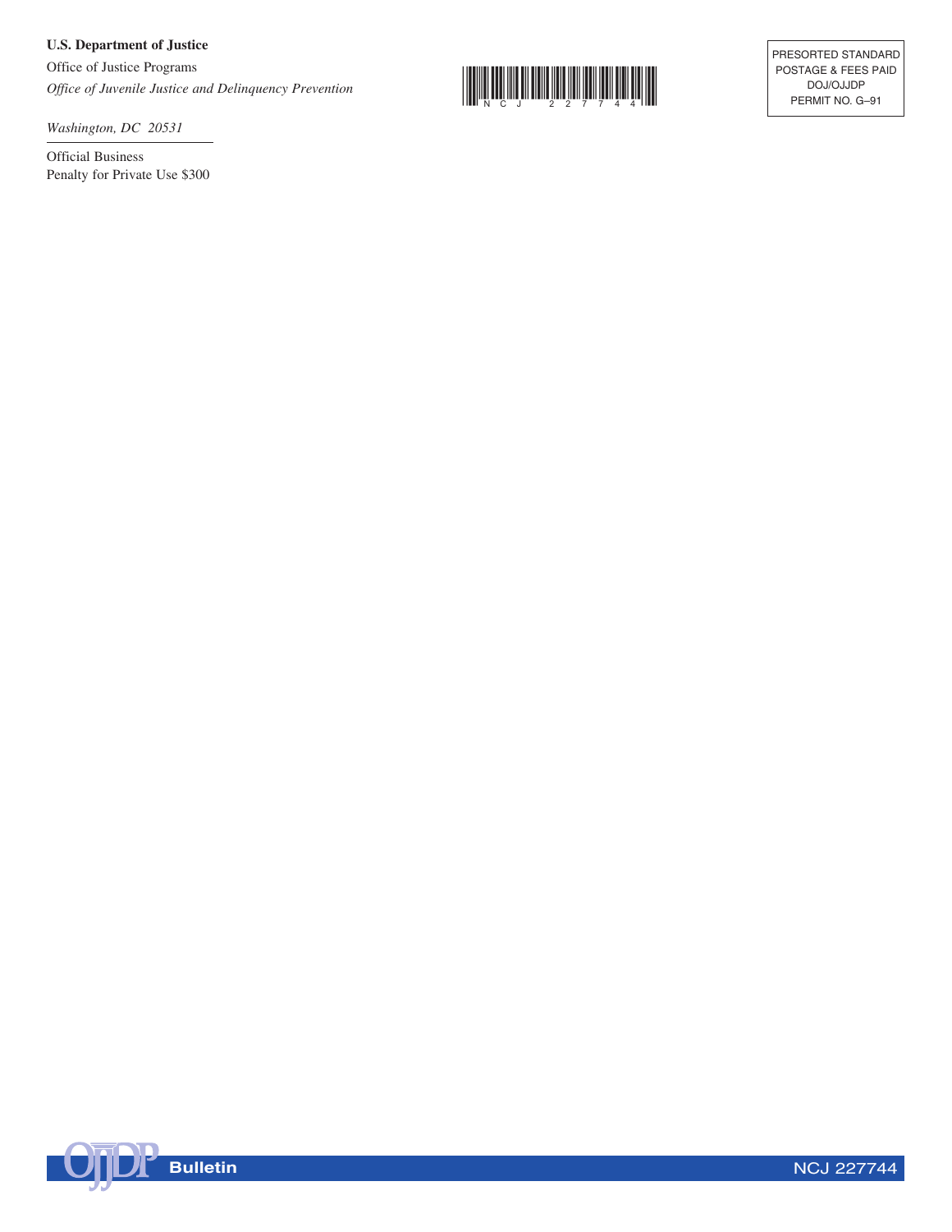**U.S. Department of Justice**

Office of Justice Programs

*Office of Juvenile Justice and Delinquency Prevention*

*Washington, DC 20531*

Official Business

Penalty for Private Use $300

NCJ 227744

PRESORTED STANDARD
POSTAGE & FEES PAID
DOJ/OJJDP
PERMIT NO. G–91

OJJDP **Bulletin**

NCJ 227744